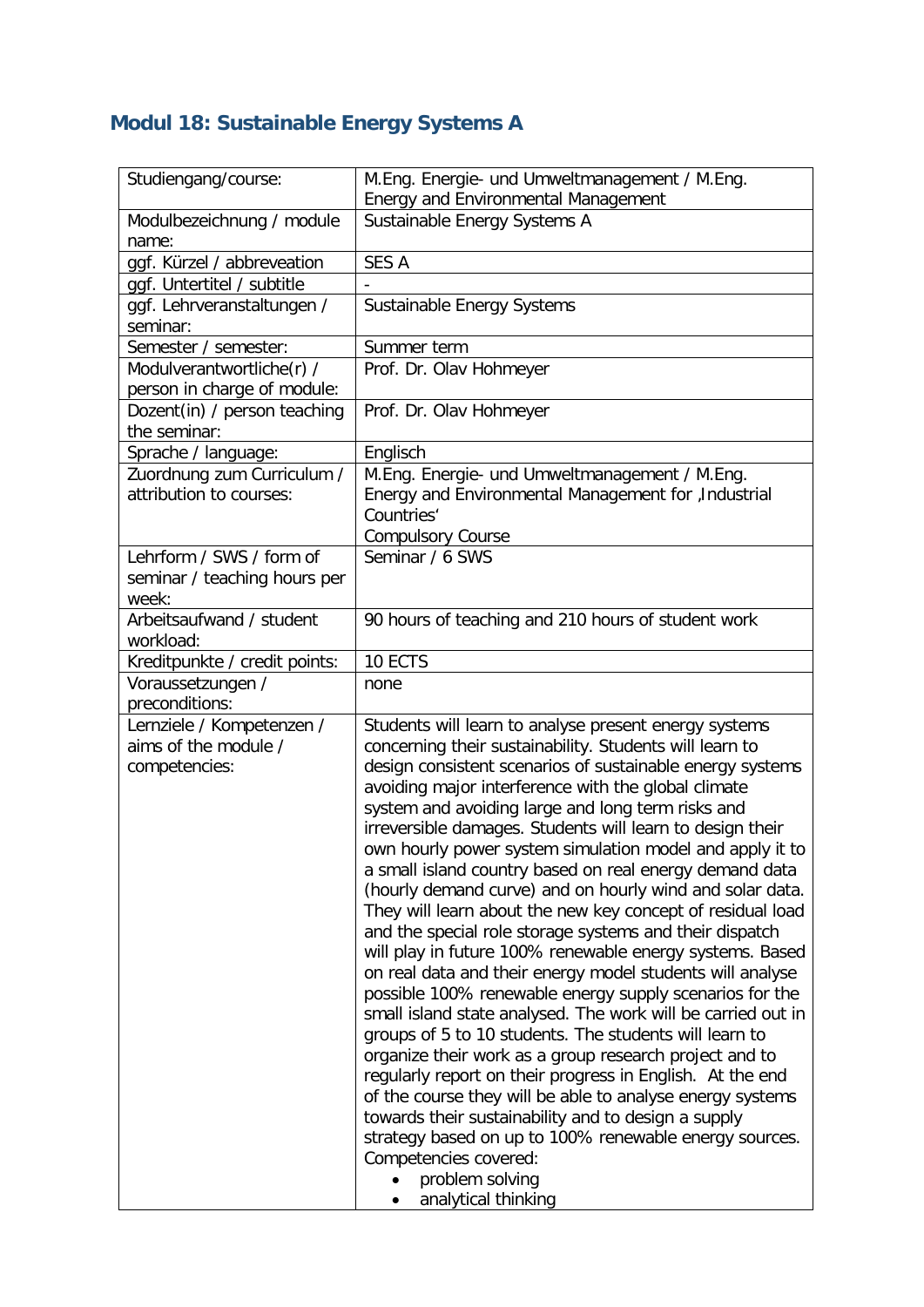## Modul 18: Sustainable Energy Systems A

| Studiengang/course: | M.Eng. Energie- und Umweltmanagement / M.Eng. Energy and Environmental Management |
|---|---|
| Modulbezeichnung / module name: | Sustainable Energy Systems A |
| ggf. Kürzel / abbreveation | SES A |
| ggf. Untertitel / subtitle | - |
| ggf. Lehrveranstaltungen / seminar: | Sustainable Energy Systems |
| Semester / semester: | Summer term |
| Modulverantwortliche(r) / person in charge of module: | Prof. Dr. Olav Hohmeyer |
| Dozent(in) / person teaching the seminar: | Prof. Dr. Olav Hohmeyer |
| Sprache / language: | Englisch |
| Zuordnung zum Curriculum / attribution to courses: | M.Eng. Energie- und Umweltmanagement / M.Eng. Energy and Environmental Management for ‚Industrial Countries' <br> Compulsory Course |
| Lehrform / SWS / form of seminar / teaching hours per week: | Seminar / 6 SWS |
| Arbeitsaufwand / student workload: | 90 hours of teaching and 210 hours of student work |
| Kreditpunkte / credit points: | 10 ECTS |
| Voraussetzungen / preconditions: | none |
| Lernziele / Kompetenzen / aims of the module / competencies: | Students will learn to analyse present energy systems concerning their sustainability. Students will learn to design consistent scenarios of sustainable energy systems avoiding major interference with the global climate system and avoiding large and long term risks and irreversible damages. Students will learn to design their own hourly power system simulation model and apply it to a small island country based on real energy demand data (hourly demand curve) and on hourly wind and solar data. They will learn about the new key concept of residual load and the special role storage systems and their dispatch will play in future 100% renewable energy systems. Based on real data and their energy model students will analyse possible 100% renewable energy supply scenarios for the small island state analysed. The work will be carried out in groups of 5 to 10 students. The students will learn to organize their work as a group research project and to regularly report on their progress in English. At the end of the course they will be able to analyse energy systems towards their sustainability and to design a supply strategy based on up to 100% renewable energy sources. <br> Competencies covered: <br> • problem solving <br> • analytical thinking |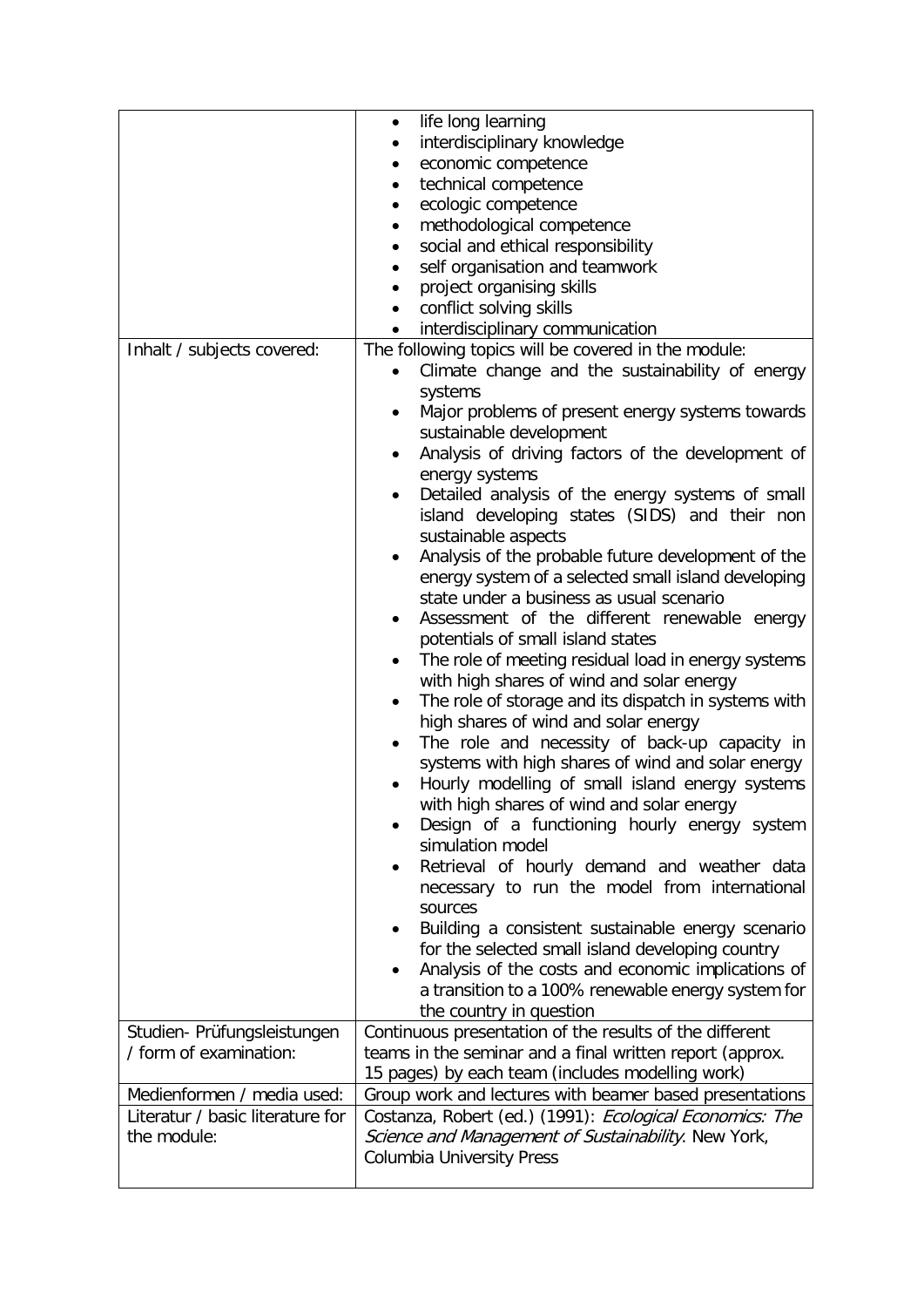| | |
|---|---|
| | • life long learning<br>• interdisciplinary knowledge<br>• economic competence<br>• technical competence<br>• ecologic competence<br>• methodological competence<br>• social and ethical responsibility<br>• self organisation and teamwork<br>• project organising skills<br>• conflict solving skills<br>• interdisciplinary communication |
| Inhalt / subjects covered: | The following topics will be covered in the module:<br>• Climate change and the sustainability of energy systems<br>• Major problems of present energy systems towards sustainable development<br>• Analysis of driving factors of the development of energy systems<br>• Detailed analysis of the energy systems of small island developing states (SIDS) and their non sustainable aspects<br>• Analysis of the probable future development of the energy system of a selected small island developing state under a business as usual scenario<br>• Assessment of the different renewable energy potentials of small island states<br>• The role of meeting residual load in energy systems with high shares of wind and solar energy<br>• The role of storage and its dispatch in systems with high shares of wind and solar energy<br>• The role and necessity of back-up capacity in systems with high shares of wind and solar energy<br>• Hourly modelling of small island energy systems with high shares of wind and solar energy<br>• Design of a functioning hourly energy system simulation model<br>• Retrieval of hourly demand and weather data necessary to run the model from international sources<br>• Building a consistent sustainable energy scenario for the selected small island developing country<br>• Analysis of the costs and economic implications of a transition to a 100% renewable energy system for the country in question |
| Studien- Prüfungsleistungen / form of examination: | Continuous presentation of the results of the different teams in the seminar and a final written report (approx. 15 pages) by each team (includes modelling work) |
| Medienformen / media used: | Group work and lectures with beamer based presentations |
| Literatur / basic literature for the module: | Costanza, Robert (ed.) (1991): *Ecological Economics: The Science and Management of Sustainability*. New York, Columbia University Press |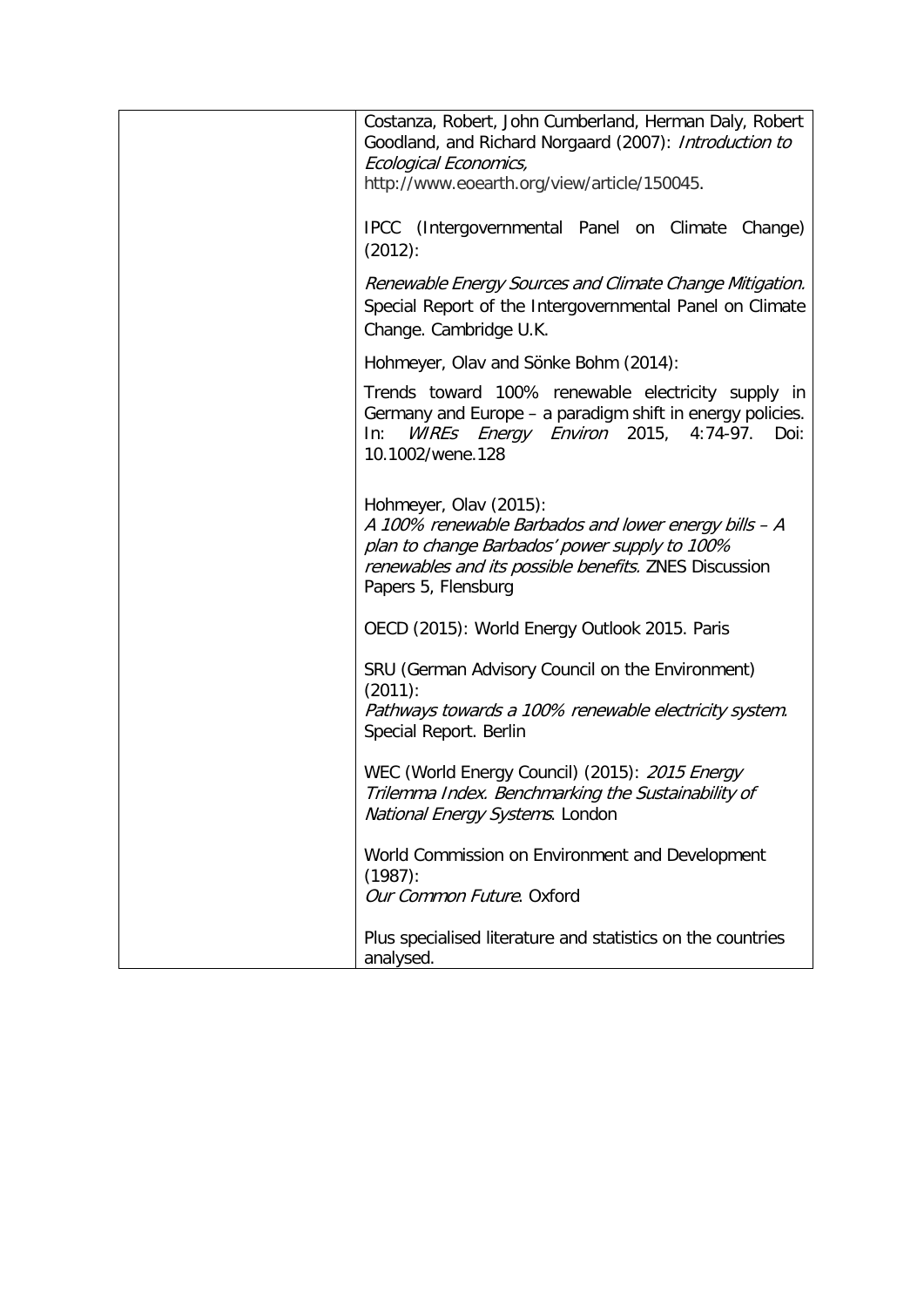| | |
|---|---|
| | Costanza, Robert, John Cumberland, Herman Daly, Robert Goodland, and Richard Norgaard (2007): *Introduction to Ecological Economics,* http://www.eoearth.org/view/article/150045.<br><br>IPCC (Intergovernmental Panel on Climate Change) (2012):<br><br>*Renewable Energy Sources and Climate Change Mitigation.* Special Report of the Intergovernmental Panel on Climate Change. Cambridge U.K.<br><br>Hohmeyer, Olav and Sönke Bohm (2014):<br><br>Trends toward 100% renewable electricity supply in Germany and Europe – a paradigm shift in energy policies. In: *WIREs Energy Environ* 2015, 4:74-97. Doi: 10.1002/wene.128<br><br>Hohmeyer, Olav (2015):<br>*A 100% renewable Barbados and lower energy bills – A plan to change Barbados' power supply to 100% renewables and its possible benefits.* ZNES Discussion Papers 5, Flensburg<br><br>OECD (2015): World Energy Outlook 2015. Paris<br><br>SRU (German Advisory Council on the Environment) (2011):<br>*Pathways towards a 100% renewable electricity system.* Special Report. Berlin<br><br>WEC (World Energy Council) (2015): *2015 Energy Trilemma Index. Benchmarking the Sustainability of National Energy Systems.* London<br><br>World Commission on Environment and Development (1987):<br>*Our Common Future.* Oxford<br><br>Plus specialised literature and statistics on the countries analysed. |